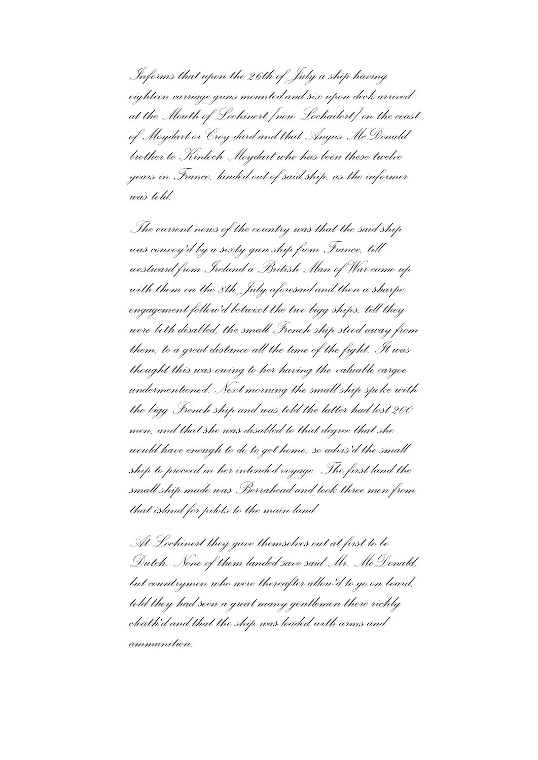Informs that upon the 26th of July a ship having eighteen carriage guns mounted and six upon deck arrived at the Mouth of Lochinert [now Lochailort] on the coast of Moydart or Croy-dard and that Angus McDonald brother to Kinloch Moydart who has been these twelve years in France, landed out of said ship, as the informer was told.

The current news of the country was that the said ship was convoy'd by a sixty gun ship from France, till westward from Ireland a British Man of War came up with them on the 8th July aforesaid and then a sharpe engagement follow'd betwixt the two bigg ships, till they were both disabled; the small French ship stood away from them, to a great distance all the time of the fight. It was thought this was owing to her having the valuable cargoe undermentioned. Next morning the small ship spoke with the bigg French ship and was told the latter had lost 200 men, and that she was disabled to that degree that she would have enough to do to get home, so advis'd the small ship to proceed in her intended voyage. The first land the small ship made was Berrahead and took three men from that island for pilots to the main land.

At Lochinert they gave themselves out at first to be Dutch. None of them landed save said Mr. McDonald, but countrymen who were thereafter allow'd to go on board, told they had seen a great many gentlemen there richly cloath'd and that the ship was loaded with arms and ammunition.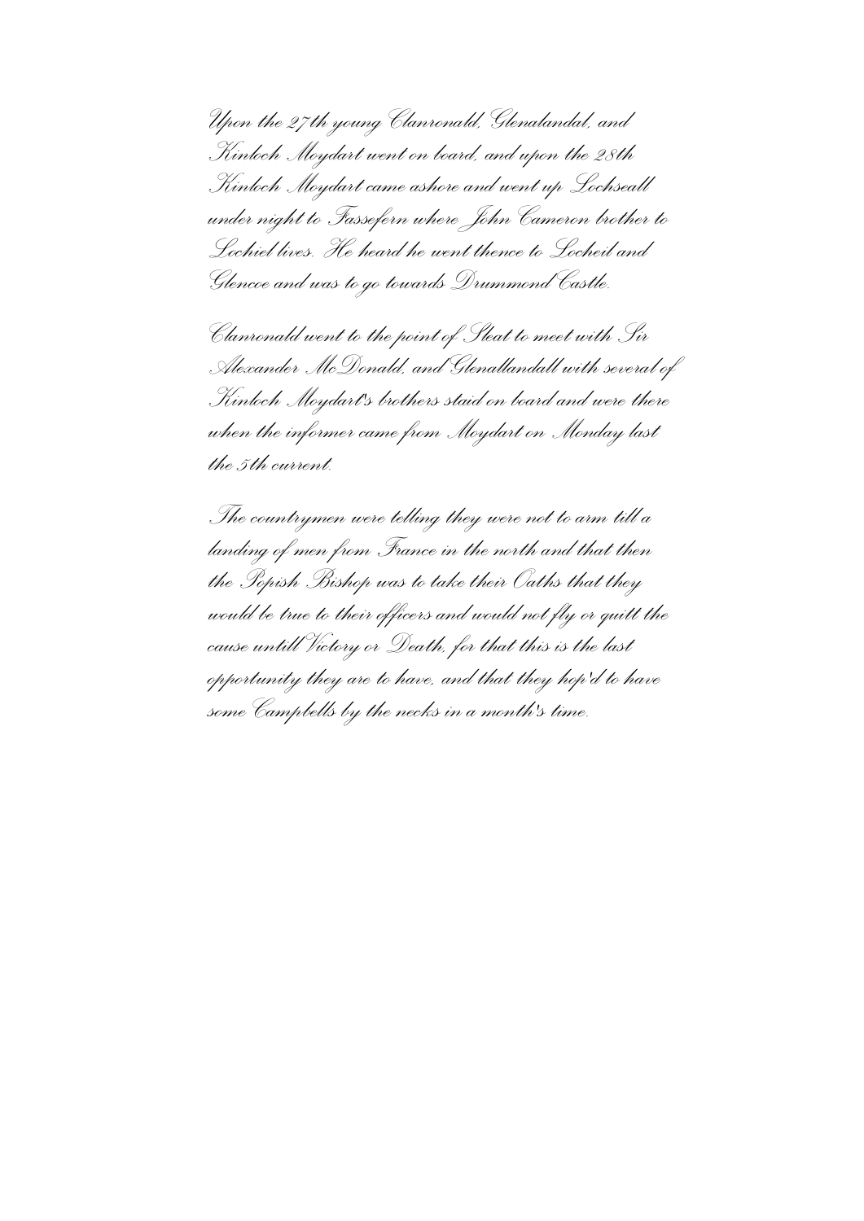Upon the 27th young Clanronald, Glenalandal, and Kinloch Moydart went on board, and upon the 28th Kinloch Moydart came ashore and went up Lochseall under night to Fassefern where John Cameron brother to Lochiel lives. He heard he went thence to Locheil and Glencoe and was to go towards Drummond Castle.

Clanronald went to the point of Sleat to meet with Sir Alexander McDonald, and Glenallandall with several of Kinloch Moydart's brothers staid on board and were there when the informer came from Moydart on Monday last the 5th current.

The countrymen were telling they were not to arm till a landing of men from France in the north and that then the Popish Bishop was to take their Oaths that they would be true to their officers and would not fly or quitt the cause untill Victory or Death, for that this is the last opportunity they are to have, and that they hop'd to have some Campbells by the necks in a month's time.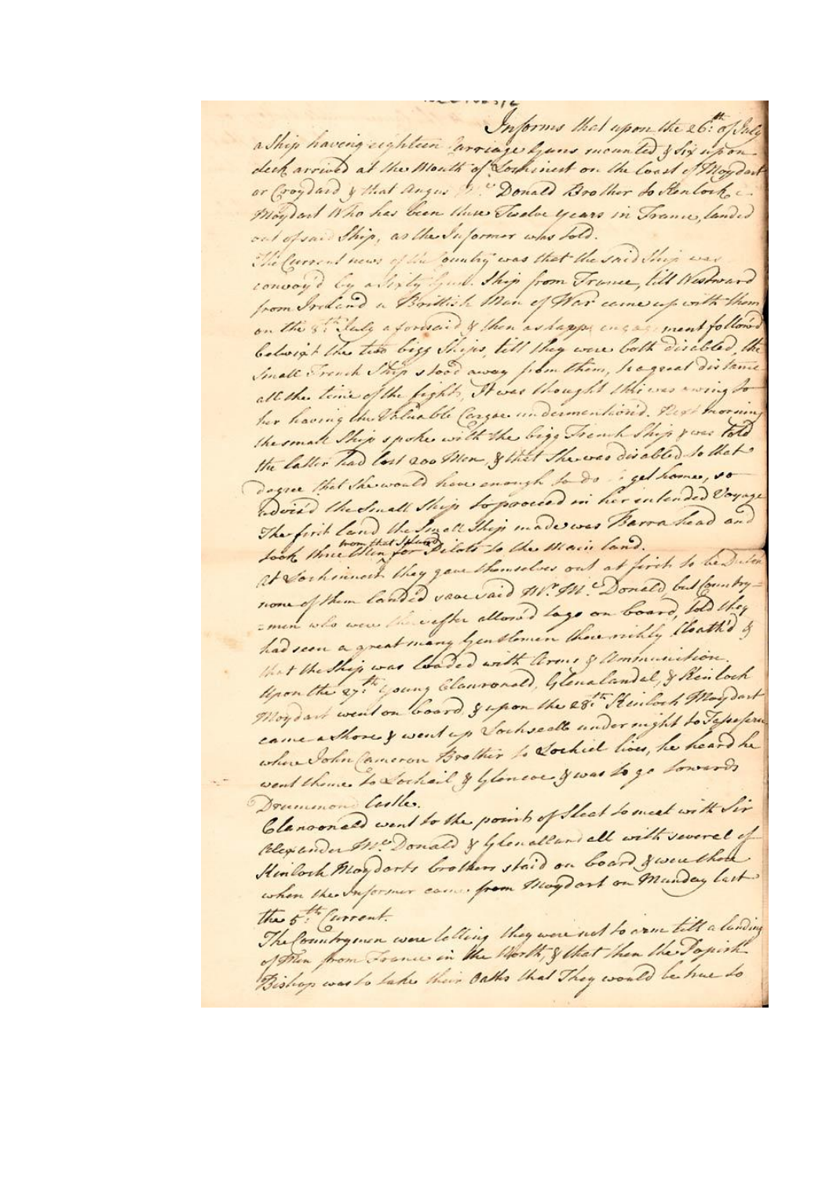Informs that upon the 26th of July a Ship having eighteen Carriage Guns mounted & Six upon deck arrived at the Mouth of Lochnives on the Coast of Moydart or Croydard & that Angus McDonald Brother to Kinlochmoydart Who has been there Twelve years in France, landed out of said Ship, as the Informer was told.

The Current news of the Country was that the said Ship was convoy'd by a Sixty Gun Ship from France, till Westward from Ireland a British Man of War came up with them on the 8th July aforesaid & then a sharp engagement followed betwixt the two bigg Ships, till they were both disabled, the Small French Ship stood away from them, to a great distance all the time of the fight. It was thought this was owing to her having the Valuable Cargoe undermentioned. Next morning the small Ship spoke with the bigg French Ship & was told the latter had lost 200 Men, & that She was disabled to that degree that She would have enough to do to get home, so advised the Small Ship to proceed in her intended Voyage. The first land the Small Ship made was Barra head and took three Men from that Island for Pilots to the Main land.

At Lochnives they gave themselves out at first to be Irish, none of them landed save said Mr McDonald but Country=men who were thereafter allowed to go on board, told they had seen a great many Gentlemen there richly Cloath'd & that the Ship was loaded with Arms & Ammunition.

Upon the 27th young Clanronald, Glenalandal, & Kinloch Moydart went on board & upon the 28th Kinloch Moydart came ashore & went up Lochsheall under night to Fasnafern where John Cameron Brother to Lochiel lives, he heard he went thence to Lochiel & Glencoe & was to go towards Drummond Castle.

Clanronald went to the point of Sleat to meet with Sir Alexander McDonald & Glenalland all with several of Kinloch Moydarts brothers staid on board & were there when the Informer came from Moydart on Munday last the 5th Current.

The Countrymen were telling they were not to arm till a landing of Men from France in the North, & that then the Popish Bishop was to take their Oaths that They would be true to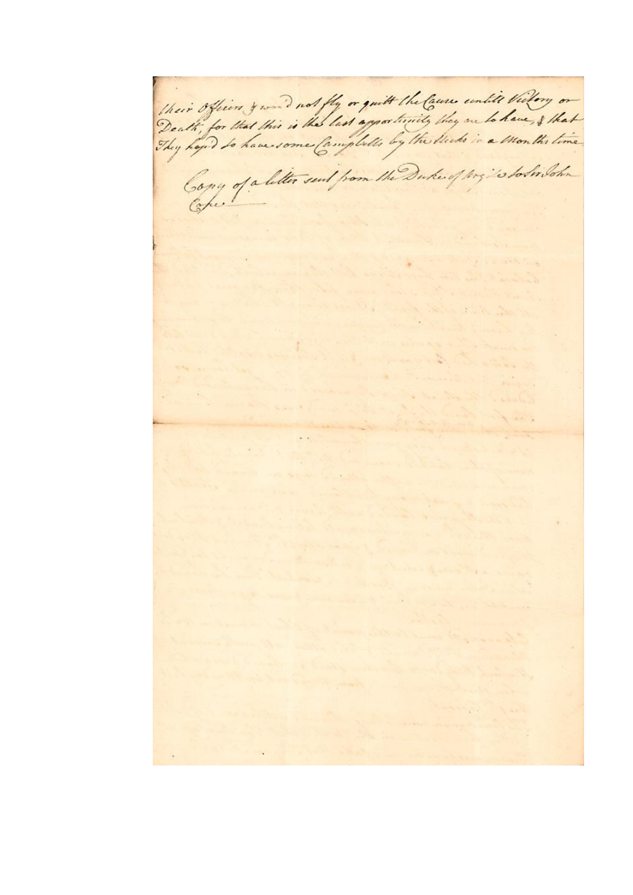their Officers & wou'd not fly or quitt the Cause untill Victory or Death; for that this is the last opportunity they are to have, & that They hop'd to have some Campbells by the Necks in a Months time

Copy of a letter sent from the Duke of Argyle to Sir John Cope